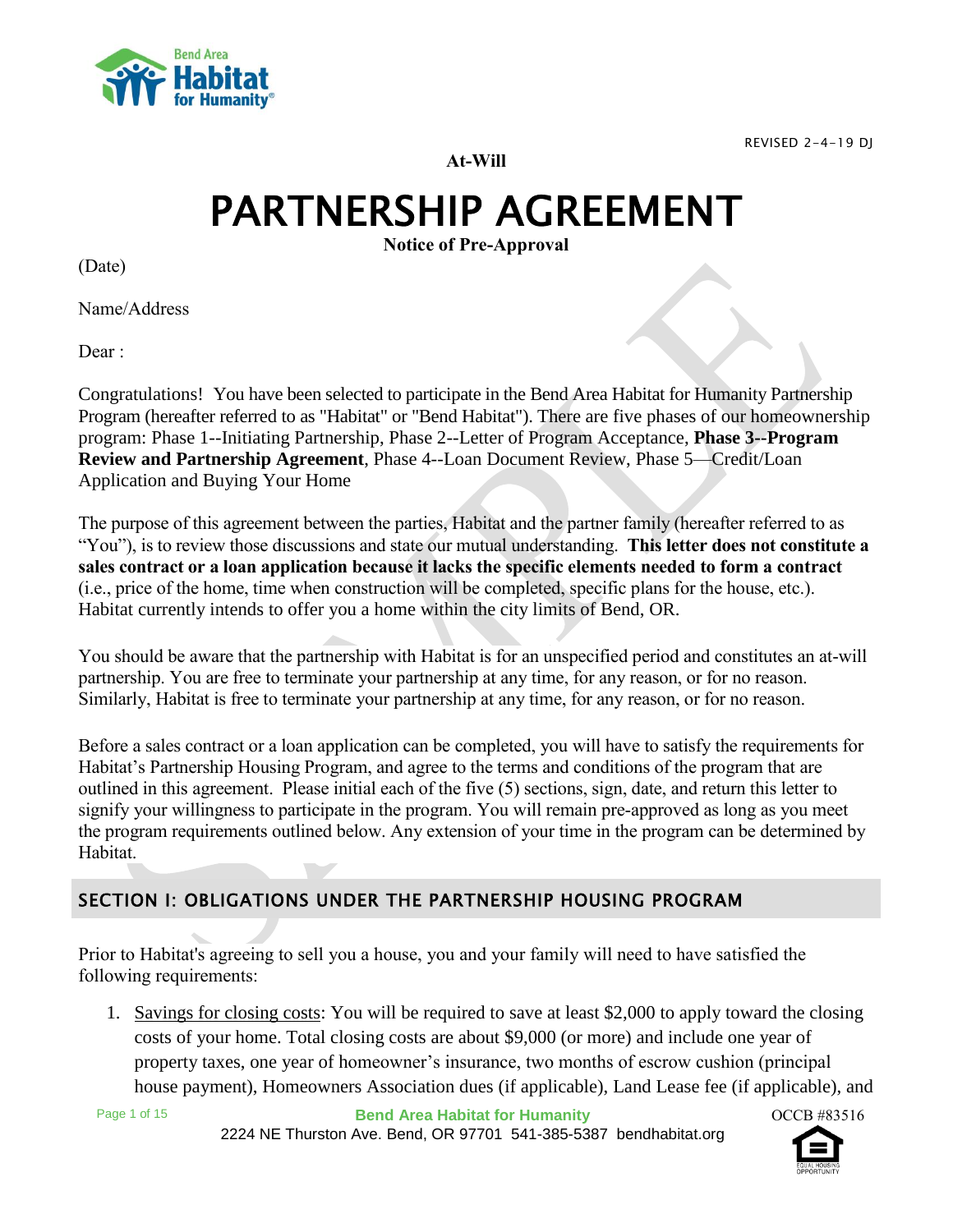REVISED 2-4-19 DJ

**At-Will**

# PARTNERSHIP AGREEMENT

**Notice of Pre-Approval**

(Date)

Name/Address

Dear :

Congratulations! You have been selected to participate in the Bend Area Habitat for Humanity Partnership Program (hereafter referred to as "Habitat" or "Bend Habitat"). There are five phases of our homeownership program: Phase 1--Initiating Partnership, Phase 2--Letter of Program Acceptance, **Phase 3--Program Review and Partnership Agreement**, Phase 4--Loan Document Review, Phase 5—Credit/Loan Application and Buying Your Home

The purpose of this agreement between the parties, Habitat and the partner family (hereafter referred to as "You"), is to review those discussions and state our mutual understanding. **This letter does not constitute a sales contract or a loan application because it lacks the specific elements needed to form a contract** (i.e., price of the home, time when construction will be completed, specific plans for the house, etc.). Habitat currently intends to offer you a home within the city limits of Bend, OR.

You should be aware that the partnership with Habitat is for an unspecified period and constitutes an at-will partnership. You are free to terminate your partnership at any time, for any reason, or for no reason. Similarly, Habitat is free to terminate your partnership at any time, for any reason, or for no reason.

Before a sales contract or a loan application can be completed, you will have to satisfy the requirements for Habitat's Partnership Housing Program, and agree to the terms and conditions of the program that are outlined in this agreement. Please initial each of the five (5) sections, sign, date, and return this letter to signify your willingness to participate in the program. You will remain pre-approved as long as you meet the program requirements outlined below. Any extension of your time in the program can be determined by Habitat.

## SECTION I: OBLIGATIONS UNDER THE PARTNERSHIP HOUSING PROGRAM

Prior to Habitat's agreeing to sell you a house, you and your family will need to have satisfied the following requirements:

1. Savings for closing costs: You will be required to save at least $2,000 to apply toward the closing costs of your home. Total closing costs are about $9,000 (or more) and include one year of property taxes, one year of homeowner's insurance, two months of escrow cushion (principal house payment), Homeowners Association dues (if applicable), Land Lease fee (if applicable), and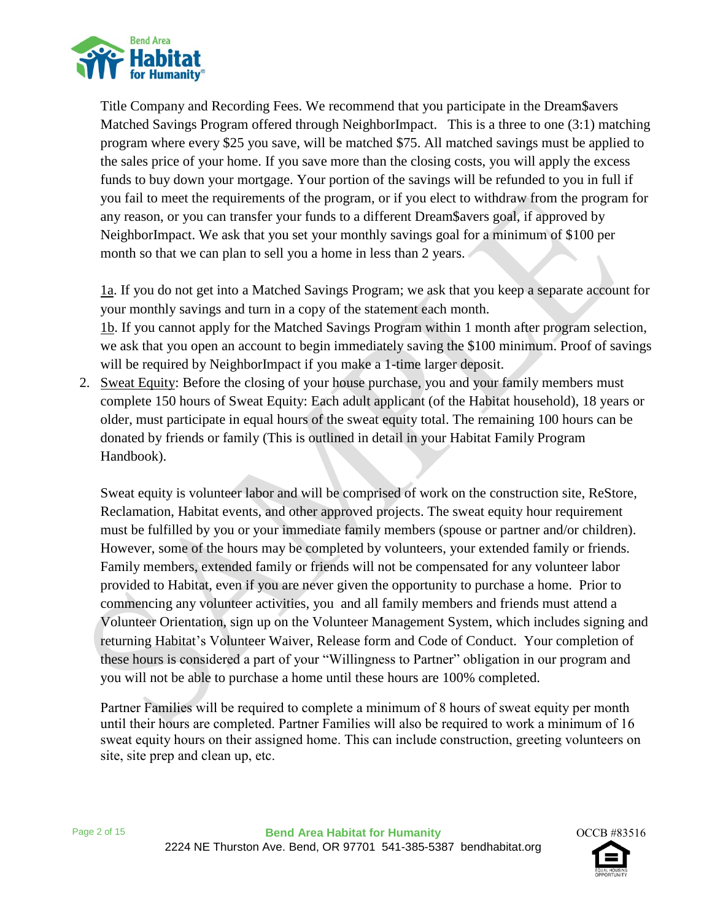Title Company and Recording Fees. We recommend that you participate in the Dream$avers Matched Savings Program offered through NeighborImpact. This is a three to one (3:1) matching program where every $25 you save, will be matched $75. All matched savings must be applied to the sales price of your home. If you save more than the closing costs, you will apply the excess funds to buy down your mortgage. Your portion of the savings will be refunded to you in full if you fail to meet the requirements of the program, or if you elect to withdraw from the program for any reason, or you can transfer your funds to a different Dream$avers goal, if approved by NeighborImpact. We ask that you set your monthly savings goal for a minimum of $100 per month so that we can plan to sell you a home in less than 2 years.

1a. If you do not get into a Matched Savings Program; we ask that you keep a separate account for your monthly savings and turn in a copy of the statement each month.
1b. If you cannot apply for the Matched Savings Program within 1 month after program selection, we ask that you open an account to begin immediately saving the $100 minimum. Proof of savings will be required by NeighborImpact if you make a 1-time larger deposit.

2. Sweat Equity: Before the closing of your house purchase, you and your family members must complete 150 hours of Sweat Equity: Each adult applicant (of the Habitat household), 18 years or older, must participate in equal hours of the sweat equity total. The remaining 100 hours can be donated by friends or family (This is outlined in detail in your Habitat Family Program Handbook).

   Sweat equity is volunteer labor and will be comprised of work on the construction site, ReStore, Reclamation, Habitat events, and other approved projects. The sweat equity hour requirement must be fulfilled by you or your immediate family members (spouse or partner and/or children). However, some of the hours may be completed by volunteers, your extended family or friends. Family members, extended family or friends will not be compensated for any volunteer labor provided to Habitat, even if you are never given the opportunity to purchase a home. Prior to commencing any volunteer activities, you and all family members and friends must attend a Volunteer Orientation, sign up on the Volunteer Management System, which includes signing and returning Habitat's Volunteer Waiver, Release form and Code of Conduct. Your completion of these hours is considered a part of your "Willingness to Partner" obligation in our program and you will not be able to purchase a home until these hours are 100% completed.

   Partner Families will be required to complete a minimum of 8 hours of sweat equity per month until their hours are completed. Partner Families will also be required to work a minimum of 16 sweat equity hours on their assigned home. This can include construction, greeting volunteers on site, site prep and clean up, etc.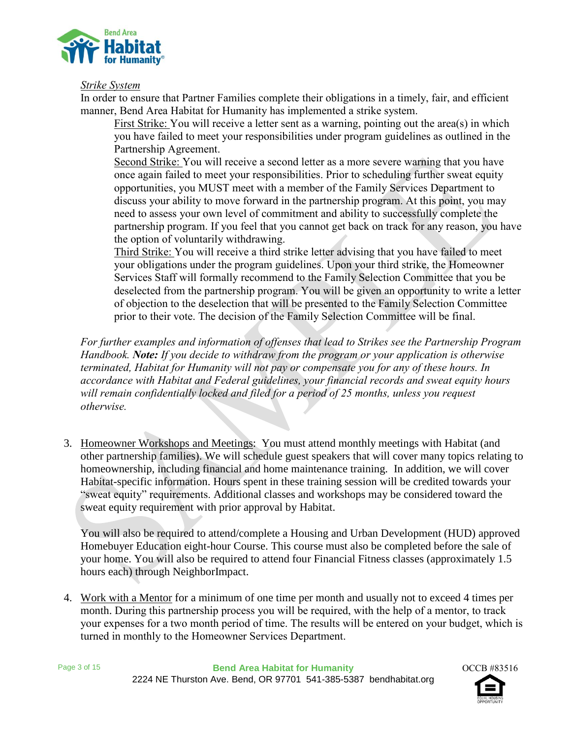*Strike System*

In order to ensure that Partner Families complete their obligations in a timely, fair, and efficient manner, Bend Area Habitat for Humanity has implemented a strike system.

First Strike: You will receive a letter sent as a warning, pointing out the area(s) in which you have failed to meet your responsibilities under program guidelines as outlined in the Partnership Agreement.

Second Strike: You will receive a second letter as a more severe warning that you have once again failed to meet your responsibilities. Prior to scheduling further sweat equity opportunities, you MUST meet with a member of the Family Services Department to discuss your ability to move forward in the partnership program. At this point, you may need to assess your own level of commitment and ability to successfully complete the partnership program. If you feel that you cannot get back on track for any reason, you have the option of voluntarily withdrawing.

Third Strike: You will receive a third strike letter advising that you have failed to meet your obligations under the program guidelines. Upon your third strike, the Homeowner Services Staff will formally recommend to the Family Selection Committee that you be deselected from the partnership program. You will be given an opportunity to write a letter of objection to the deselection that will be presented to the Family Selection Committee prior to their vote. The decision of the Family Selection Committee will be final.

*For further examples and information of offenses that lead to Strikes see the Partnership Program Handbook.* ***Note:*** *If you decide to withdraw from the program or your application is otherwise terminated, Habitat for Humanity will not pay or compensate you for any of these hours. In accordance with Habitat and Federal guidelines, your financial records and sweat equity hours will remain confidentially locked and filed for a period of 25 months, unless you request otherwise.*

3. Homeowner Workshops and Meetings: You must attend monthly meetings with Habitat (and other partnership families). We will schedule guest speakers that will cover many topics relating to homeownership, including financial and home maintenance training. In addition, we will cover Habitat-specific information. Hours spent in these training session will be credited towards your "sweat equity" requirements. Additional classes and workshops may be considered toward the sweat equity requirement with prior approval by Habitat.

   You will also be required to attend/complete a Housing and Urban Development (HUD) approved Homebuyer Education eight-hour Course. This course must also be completed before the sale of your home. You will also be required to attend four Financial Fitness classes (approximately 1.5 hours each) through NeighborImpact.

4. Work with a Mentor for a minimum of one time per month and usually not to exceed 4 times per month. During this partnership process you will be required, with the help of a mentor, to track your expenses for a two month period of time. The results will be entered on your budget, which is turned in monthly to the Homeowner Services Department.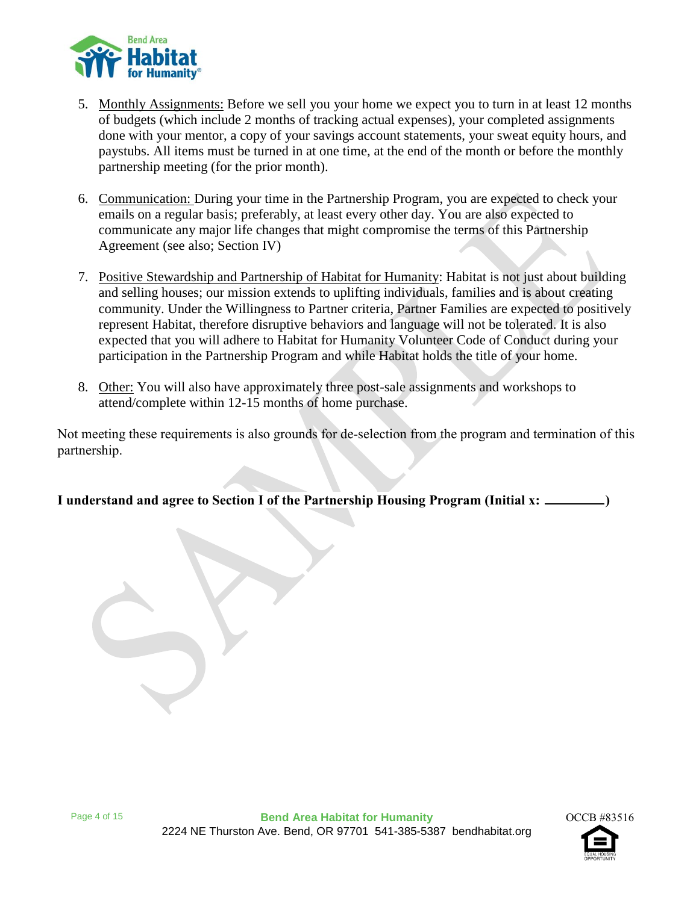5. <u>Monthly Assignments:</u> Before we sell you your home we expect you to turn in at least 12 months of budgets (which include 2 months of tracking actual expenses), your completed assignments done with your mentor, a copy of your savings account statements, your sweat equity hours, and paystubs. All items must be turned in at one time, at the end of the month or before the monthly partnership meeting (for the prior month).

6. <u>Communication:</u> During your time in the Partnership Program, you are expected to check your emails on a regular basis; preferably, at least every other day. You are also expected to communicate any major life changes that might compromise the terms of this Partnership Agreement (see also; Section IV)

7. <u>Positive Stewardship and Partnership of Habitat for Humanity</u>: Habitat is not just about building and selling houses; our mission extends to uplifting individuals, families and is about creating community. Under the Willingness to Partner criteria, Partner Families are expected to positively represent Habitat, therefore disruptive behaviors and language will not be tolerated. It is also expected that you will adhere to Habitat for Humanity Volunteer Code of Conduct during your participation in the Partnership Program and while Habitat holds the title of your home.

8. <u>Other:</u> You will also have approximately three post-sale assignments and workshops to attend/complete within 12-15 months of home purchase.

Not meeting these requirements is also grounds for de-selection from the program and termination of this partnership.

**I understand and agree to Section I of the Partnership Housing Program (Initial x: ________)**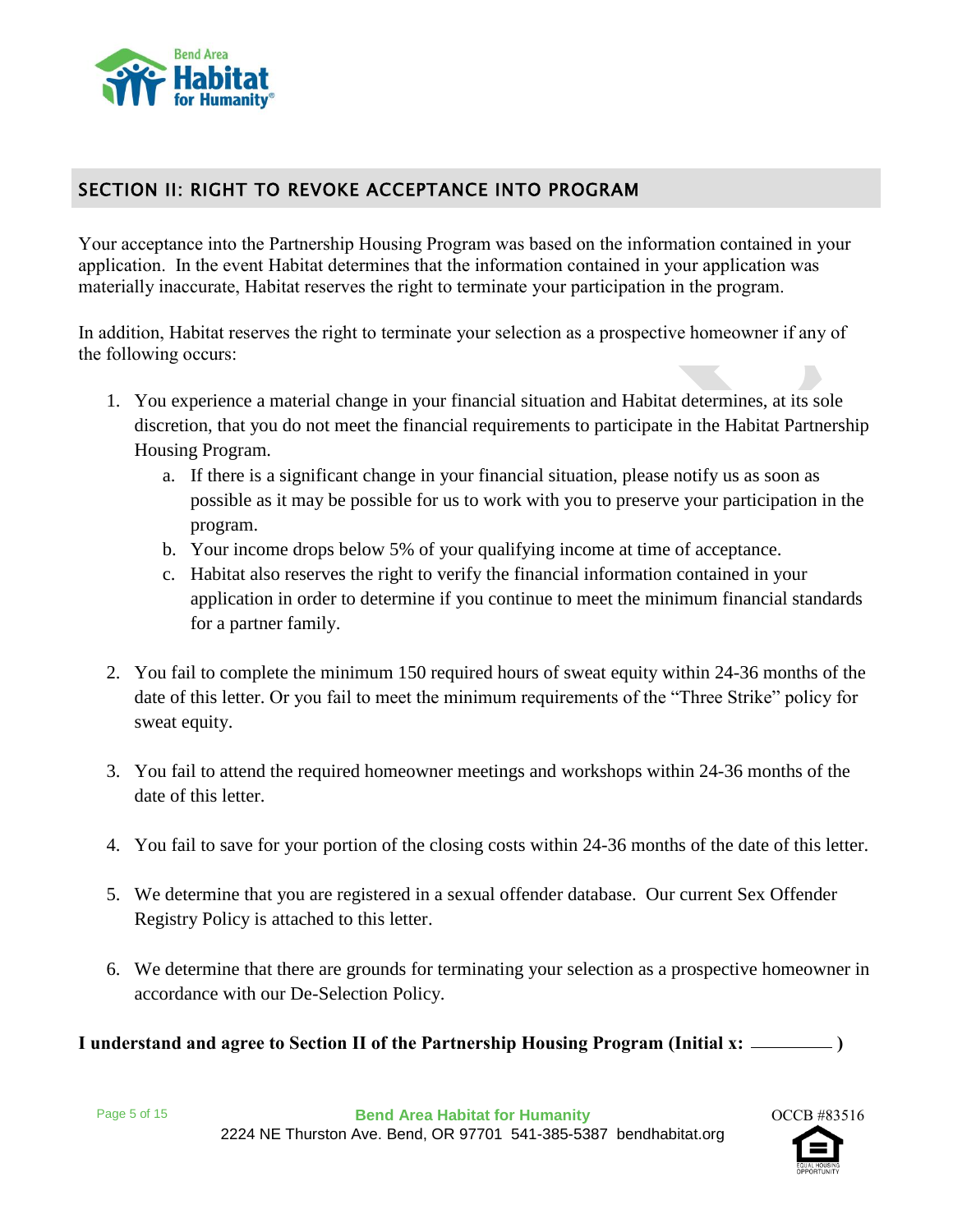## SECTION II: RIGHT TO REVOKE ACCEPTANCE INTO PROGRAM

Your acceptance into the Partnership Housing Program was based on the information contained in your application. In the event Habitat determines that the information contained in your application was materially inaccurate, Habitat reserves the right to terminate your participation in the program.

In addition, Habitat reserves the right to terminate your selection as a prospective homeowner if any of the following occurs:

1. You experience a material change in your financial situation and Habitat determines, at its sole discretion, that you do not meet the financial requirements to participate in the Habitat Partnership Housing Program.
   a. If there is a significant change in your financial situation, please notify us as soon as possible as it may be possible for us to work with you to preserve your participation in the program.
   b. Your income drops below 5% of your qualifying income at time of acceptance.
   c. Habitat also reserves the right to verify the financial information contained in your application in order to determine if you continue to meet the minimum financial standards for a partner family.

2. You fail to complete the minimum 150 required hours of sweat equity within 24-36 months of the date of this letter. Or you fail to meet the minimum requirements of the "Three Strike" policy for sweat equity.

3. You fail to attend the required homeowner meetings and workshops within 24-36 months of the date of this letter.

4. You fail to save for your portion of the closing costs within 24-36 months of the date of this letter.

5. We determine that you are registered in a sexual offender database. Our current Sex Offender Registry Policy is attached to this letter.

6. We determine that there are grounds for terminating your selection as a prospective homeowner in accordance with our De-Selection Policy.

**I understand and agree to Section II of the Partnership Housing Program (Initial x: ________ )**

Bend Area Habitat for Humanity
2224 NE Thurston Ave. Bend, OR 97701 541-385-5387 bendhabitat.org

OCCB #83516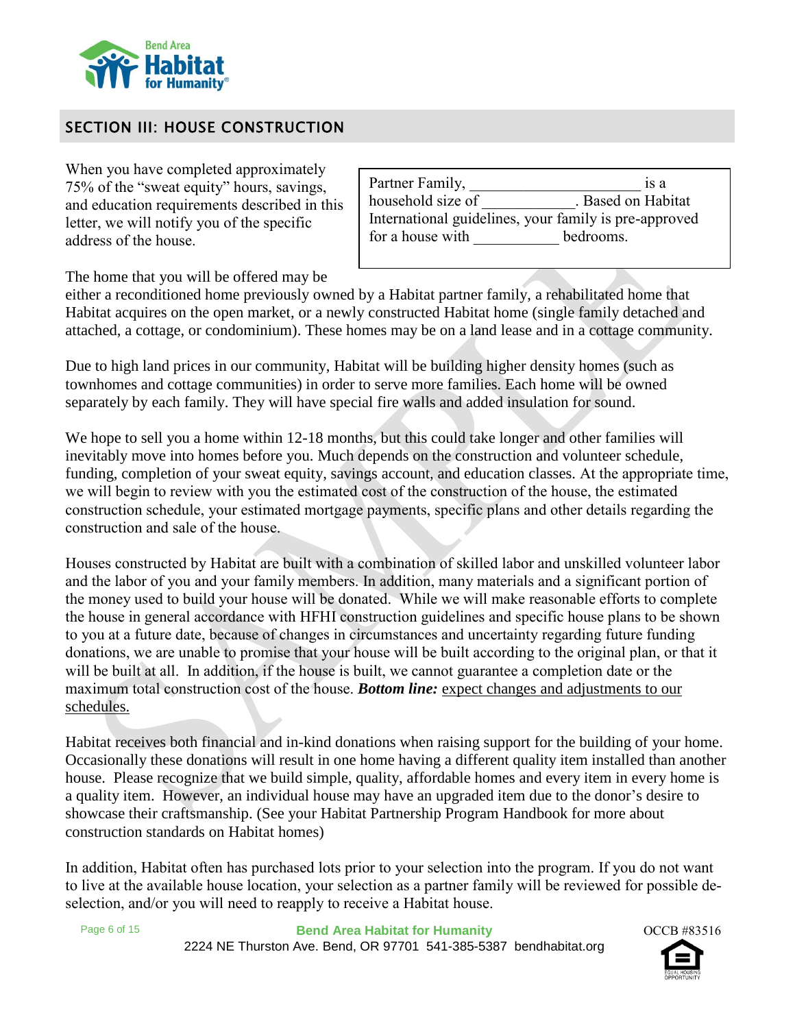## SECTION III: HOUSE CONSTRUCTION

When you have completed approximately 75% of the "sweat equity" hours, savings, and education requirements described in this letter, we will notify you of the specific address of the house.

> Partner Family, ______________________ is a household size of ____________. Based on Habitat International guidelines, your family is pre-approved for a house with ___________ bedrooms.

The home that you will be offered may be either a reconditioned home previously owned by a Habitat partner family, a rehabilitated home that Habitat acquires on the open market, or a newly constructed Habitat home (single family detached and attached, a cottage, or condominium). These homes may be on a land lease and in a cottage community.

Due to high land prices in our community, Habitat will be building higher density homes (such as townhomes and cottage communities) in order to serve more families. Each home will be owned separately by each family. They will have special fire walls and added insulation for sound.

We hope to sell you a home within 12-18 months, but this could take longer and other families will inevitably move into homes before you. Much depends on the construction and volunteer schedule, funding, completion of your sweat equity, savings account, and education classes. At the appropriate time, we will begin to review with you the estimated cost of the construction of the house, the estimated construction schedule, your estimated mortgage payments, specific plans and other details regarding the construction and sale of the house.

Houses constructed by Habitat are built with a combination of skilled labor and unskilled volunteer labor and the labor of you and your family members. In addition, many materials and a significant portion of the money used to build your house will be donated. While we will make reasonable efforts to complete the house in general accordance with HFHI construction guidelines and specific house plans to be shown to you at a future date, because of changes in circumstances and uncertainty regarding future funding donations, we are unable to promise that your house will be built according to the original plan, or that it will be built at all. In addition, if the house is built, we cannot guarantee a completion date or the maximum total construction cost of the house. ***Bottom line:*** <u>expect changes and adjustments to our schedules.</u>

Habitat receives both financial and in-kind donations when raising support for the building of your home. Occasionally these donations will result in one home having a different quality item installed than another house. Please recognize that we build simple, quality, affordable homes and every item in every home is a quality item. However, an individual house may have an upgraded item due to the donor's desire to showcase their craftsmanship. (See your Habitat Partnership Program Handbook for more about construction standards on Habitat homes)

In addition, Habitat often has purchased lots prior to your selection into the program. If you do not want to live at the available house location, your selection as a partner family will be reviewed for possible de-selection, and/or you will need to reapply to receive a Habitat house.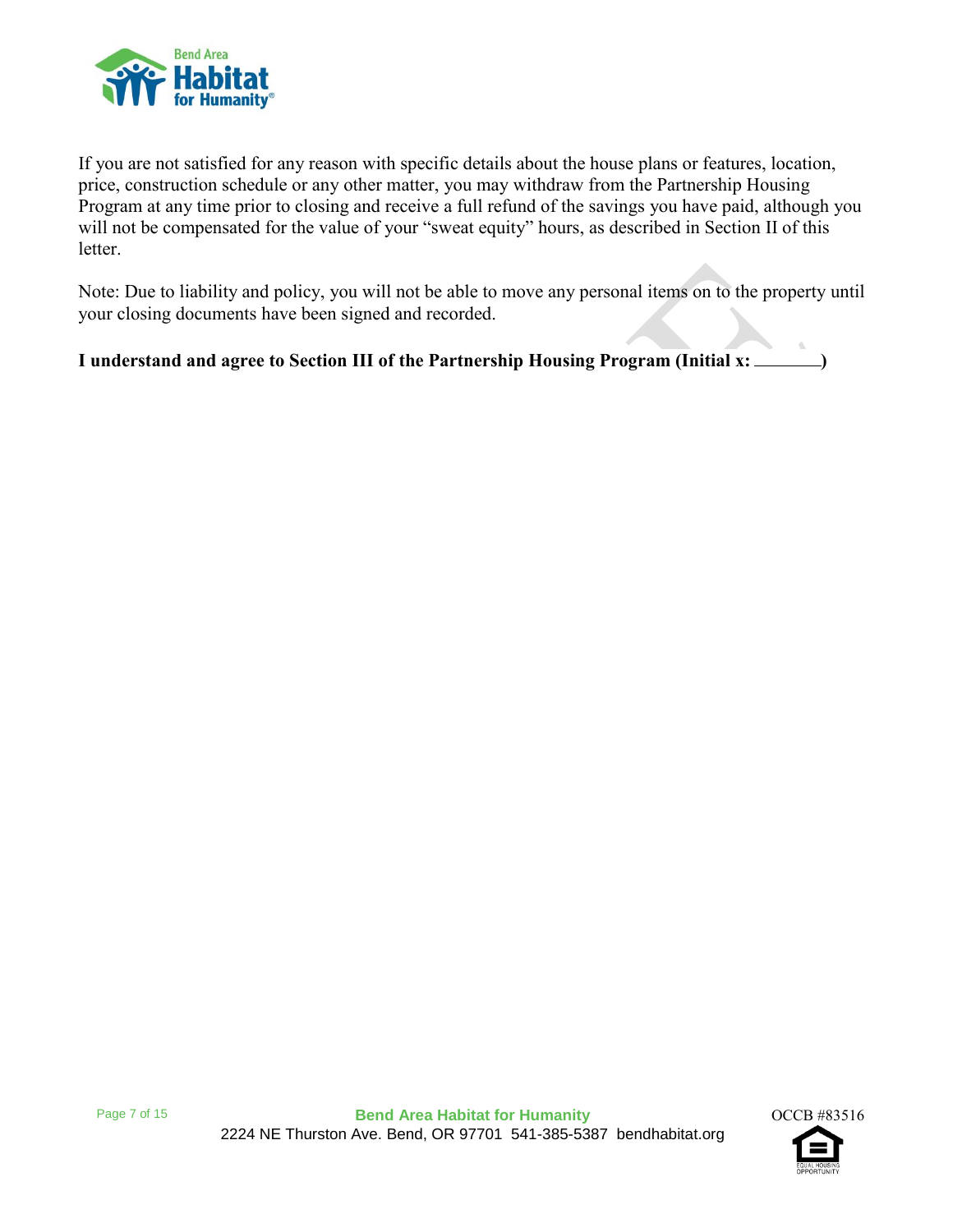If you are not satisfied for any reason with specific details about the house plans or features, location, price, construction schedule or any other matter, you may withdraw from the Partnership Housing Program at any time prior to closing and receive a full refund of the savings you have paid, although you will not be compensated for the value of your "sweat equity" hours, as described in Section II of this letter.

Note: Due to liability and policy, you will not be able to move any personal items on to the property until your closing documents have been signed and recorded.

**I understand and agree to Section III of the Partnership Housing Program (Initial x: _______)**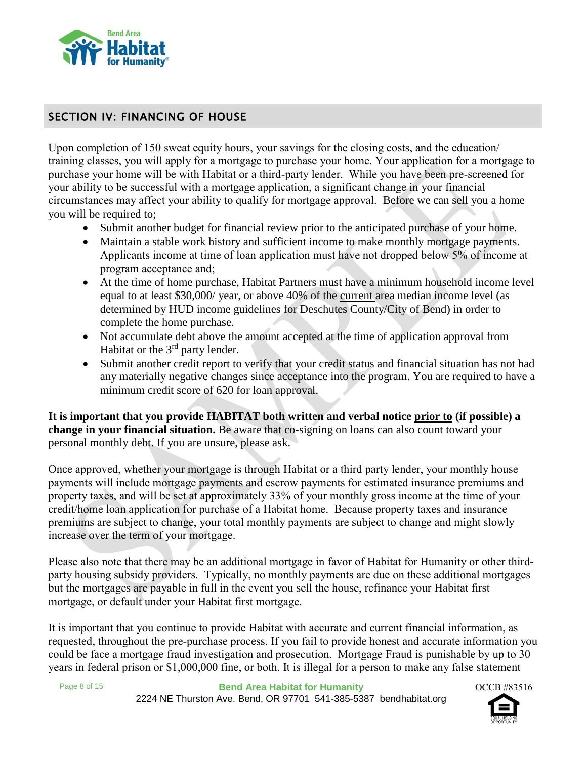## SECTION IV: FINANCING OF HOUSE

Upon completion of 150 sweat equity hours, your savings for the closing costs, and the education/ training classes, you will apply for a mortgage to purchase your home. Your application for a mortgage to purchase your home will be with Habitat or a third-party lender. While you have been pre-screened for your ability to be successful with a mortgage application, a significant change in your financial circumstances may affect your ability to qualify for mortgage approval. Before we can sell you a home you will be required to;

- Submit another budget for financial review prior to the anticipated purchase of your home.
- Maintain a stable work history and sufficient income to make monthly mortgage payments. Applicants income at time of loan application must have not dropped below 5% of income at program acceptance and;
- At the time of home purchase, Habitat Partners must have a minimum household income level equal to at least $30,000/ year, or above 40% of the current area median income level (as determined by HUD income guidelines for Deschutes County/City of Bend) in order to complete the home purchase.
- Not accumulate debt above the amount accepted at the time of application approval from Habitat or the 3rd party lender.
- Submit another credit report to verify that your credit status and financial situation has not had any materially negative changes since acceptance into the program. You are required to have a minimum credit score of 620 for loan approval.

**It is important that you provide HABITAT both written and verbal notice prior to (if possible) a change in your financial situation.** Be aware that co-signing on loans can also count toward your personal monthly debt. If you are unsure, please ask.

Once approved, whether your mortgage is through Habitat or a third party lender, your monthly house payments will include mortgage payments and escrow payments for estimated insurance premiums and property taxes, and will be set at approximately 33% of your monthly gross income at the time of your credit/home loan application for purchase of a Habitat home. Because property taxes and insurance premiums are subject to change, your total monthly payments are subject to change and might slowly increase over the term of your mortgage.

Please also note that there may be an additional mortgage in favor of Habitat for Humanity or other third-party housing subsidy providers. Typically, no monthly payments are due on these additional mortgages but the mortgages are payable in full in the event you sell the house, refinance your Habitat first mortgage, or default under your Habitat first mortgage.

It is important that you continue to provide Habitat with accurate and current financial information, as requested, throughout the pre-purchase process. If you fail to provide honest and accurate information you could be face a mortgage fraud investigation and prosecution. Mortgage Fraud is punishable by up to 30 years in federal prison or $1,000,000 fine, or both. It is illegal for a person to make any false statement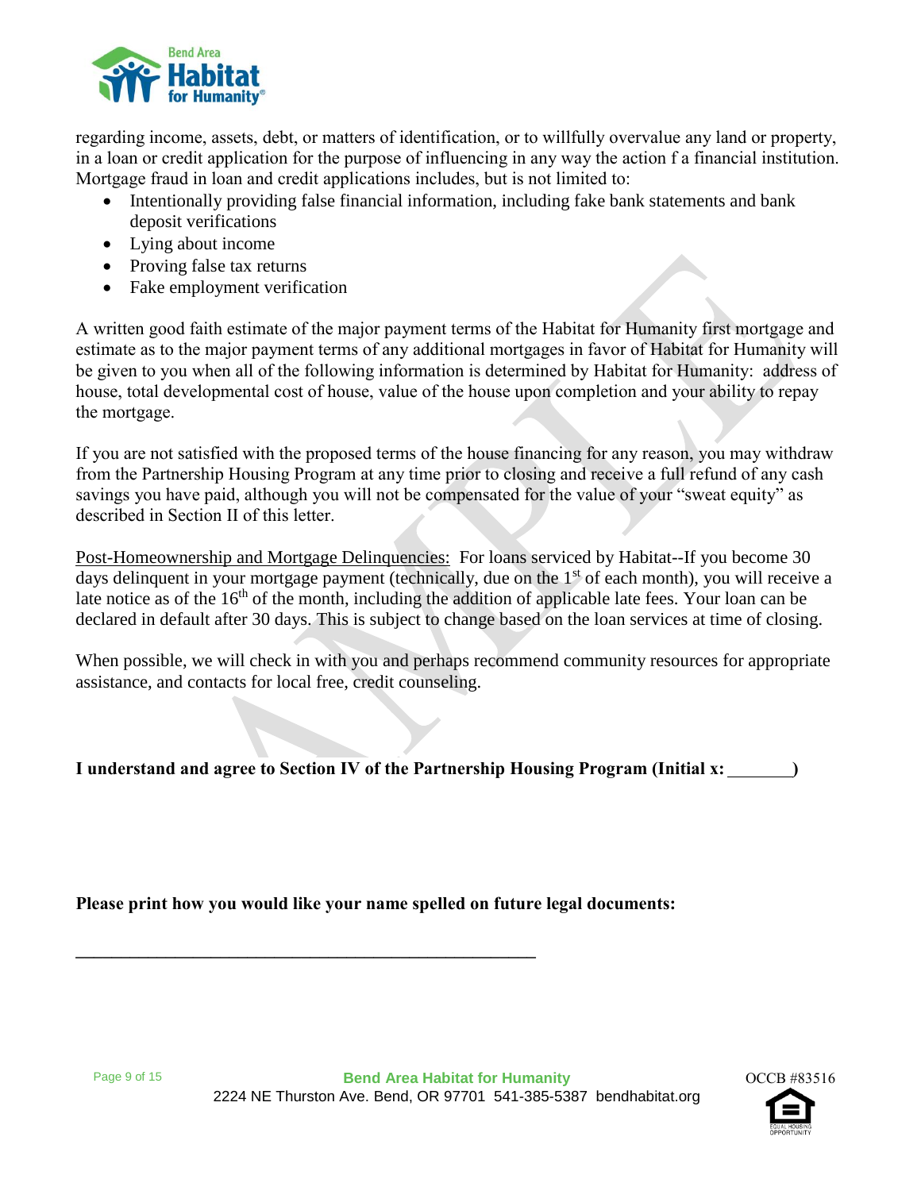regarding income, assets, debt, or matters of identification, or to willfully overvalue any land or property, in a loan or credit application for the purpose of influencing in any way the action f a financial institution. Mortgage fraud in loan and credit applications includes, but is not limited to:

- Intentionally providing false financial information, including fake bank statements and bank deposit verifications
- Lying about income
- Proving false tax returns
- Fake employment verification

A written good faith estimate of the major payment terms of the Habitat for Humanity first mortgage and estimate as to the major payment terms of any additional mortgages in favor of Habitat for Humanity will be given to you when all of the following information is determined by Habitat for Humanity: address of house, total developmental cost of house, value of the house upon completion and your ability to repay the mortgage.

If you are not satisfied with the proposed terms of the house financing for any reason, you may withdraw from the Partnership Housing Program at any time prior to closing and receive a full refund of any cash savings you have paid, although you will not be compensated for the value of your "sweat equity" as described in Section II of this letter.

<u>Post-Homeownership and Mortgage Delinquencies:</u> For loans serviced by Habitat--If you become 30 days delinquent in your mortgage payment (technically, due on the 1st of each month), you will receive a late notice as of the 16th of the month, including the addition of applicable late fees. Your loan can be declared in default after 30 days. This is subject to change based on the loan services at time of closing.

When possible, we will check in with you and perhaps recommend community resources for appropriate assistance, and contacts for local free, credit counseling.

**I understand and agree to Section IV of the Partnership Housing Program (Initial x: _______)**

**Please print how you would like your name spelled on future legal documents:**

_____________________________________________________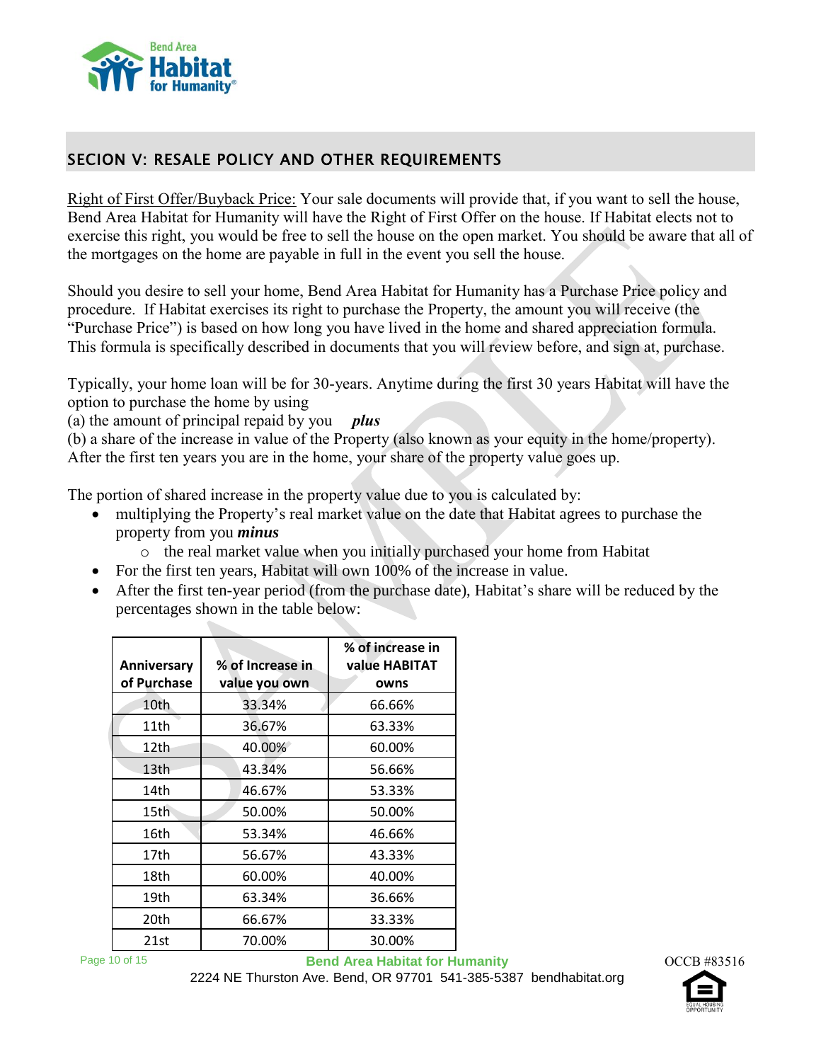## SECION V: RESALE POLICY AND OTHER REQUIREMENTS

Right of First Offer/Buyback Price: Your sale documents will provide that, if you want to sell the house, Bend Area Habitat for Humanity will have the Right of First Offer on the house. If Habitat elects not to exercise this right, you would be free to sell the house on the open market. You should be aware that all of the mortgages on the home are payable in full in the event you sell the house.

Should you desire to sell your home, Bend Area Habitat for Humanity has a Purchase Price policy and procedure. If Habitat exercises its right to purchase the Property, the amount you will receive (the "Purchase Price") is based on how long you have lived in the home and shared appreciation formula. This formula is specifically described in documents that you will review before, and sign at, purchase.

Typically, your home loan will be for 30-years. Anytime during the first 30 years Habitat will have the option to purchase the home by using
(a) the amount of principal repaid by you ***plus***
(b) a share of the increase in value of the Property (also known as your equity in the home/property). After the first ten years you are in the home, your share of the property value goes up.

The portion of shared increase in the property value due to you is calculated by:

- multiplying the Property's real market value on the date that Habitat agrees to purchase the property from you ***minus***
  - the real market value when you initially purchased your home from Habitat
- For the first ten years, Habitat will own 100% of the increase in value.
- After the first ten-year period (from the purchase date), Habitat's share will be reduced by the percentages shown in the table below:

| Anniversary of Purchase | % of Increase in value you own | % of increase in value HABITAT owns |
|---|---|---|
| 10th | 33.34% | 66.66% |
| 11th | 36.67% | 63.33% |
| 12th | 40.00% | 60.00% |
| 13th | 43.34% | 56.66% |
| 14th | 46.67% | 53.33% |
| 15th | 50.00% | 50.00% |
| 16th | 53.34% | 46.66% |
| 17th | 56.67% | 43.33% |
| 18th | 60.00% | 40.00% |
| 19th | 63.34% | 36.66% |
| 20th | 66.67% | 33.33% |
| 21st | 70.00% | 30.00% |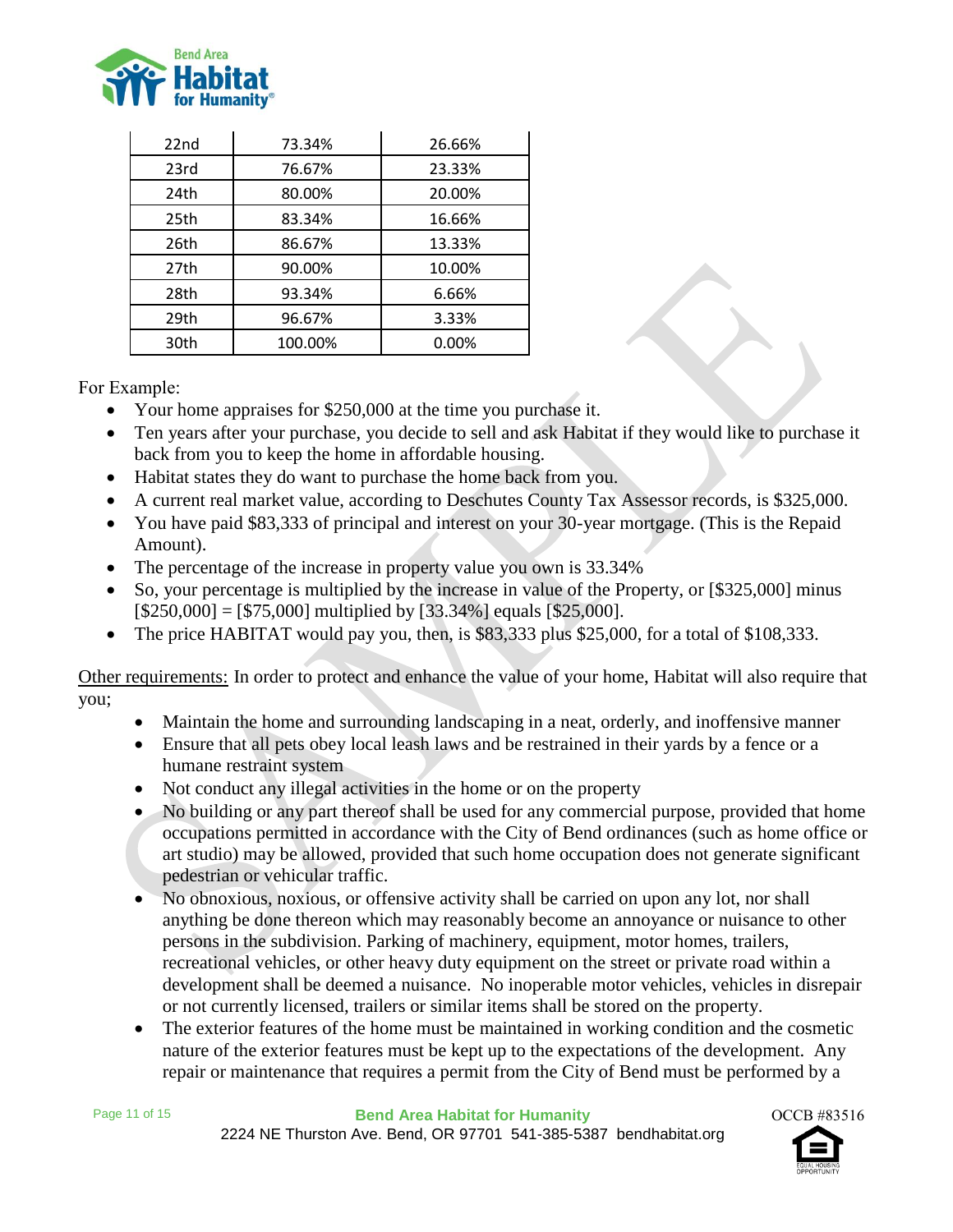| | | |
|---|---|---|
| 22nd | 73.34% | 26.66% |
| 23rd | 76.67% | 23.33% |
| 24th | 80.00% | 20.00% |
| 25th | 83.34% | 16.66% |
| 26th | 86.67% | 13.33% |
| 27th | 90.00% | 10.00% |
| 28th | 93.34% | 6.66% |
| 29th | 96.67% | 3.33% |
| 30th | 100.00% | 0.00% |

For Example:

- Your home appraises for $250,000 at the time you purchase it.
- Ten years after your purchase, you decide to sell and ask Habitat if they would like to purchase it back from you to keep the home in affordable housing.
- Habitat states they do want to purchase the home back from you.
- A current real market value, according to Deschutes County Tax Assessor records, is $325,000.
- You have paid $83,333 of principal and interest on your 30-year mortgage. (This is the Repaid Amount).
- The percentage of the increase in property value you own is 33.34%
- So, your percentage is multiplied by the increase in value of the Property, or [$325,000] minus [$250,000] = [$75,000] multiplied by [33.34%] equals [$25,000].
- The price HABITAT would pay you, then, is $83,333 plus $25,000, for a total of $108,333.

<u>Other requirements:</u> In order to protect and enhance the value of your home, Habitat will also require that you;

- Maintain the home and surrounding landscaping in a neat, orderly, and inoffensive manner
- Ensure that all pets obey local leash laws and be restrained in their yards by a fence or a humane restraint system
- Not conduct any illegal activities in the home or on the property
- No building or any part thereof shall be used for any commercial purpose, provided that home occupations permitted in accordance with the City of Bend ordinances (such as home office or art studio) may be allowed, provided that such home occupation does not generate significant pedestrian or vehicular traffic.
- No obnoxious, noxious, or offensive activity shall be carried on upon any lot, nor shall anything be done thereon which may reasonably become an annoyance or nuisance to other persons in the subdivision. Parking of machinery, equipment, motor homes, trailers, recreational vehicles, or other heavy duty equipment on the street or private road within a development shall be deemed a nuisance. No inoperable motor vehicles, vehicles in disrepair or not currently licensed, trailers or similar items shall be stored on the property.
- The exterior features of the home must be maintained in working condition and the cosmetic nature of the exterior features must be kept up to the expectations of the development. Any repair or maintenance that requires a permit from the City of Bend must be performed by a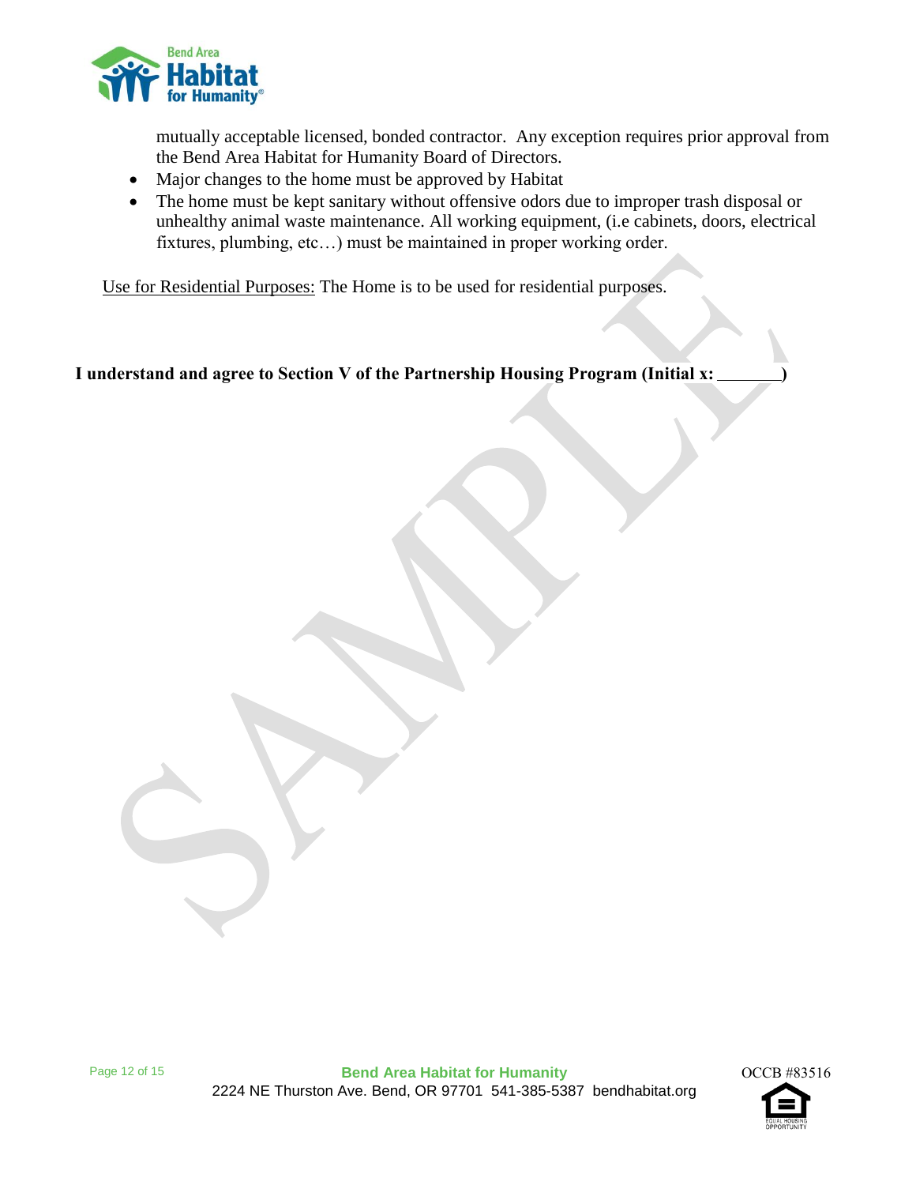mutually acceptable licensed, bonded contractor. Any exception requires prior approval from the Bend Area Habitat for Humanity Board of Directors.

- Major changes to the home must be approved by Habitat
- The home must be kept sanitary without offensive odors due to improper trash disposal or unhealthy animal waste maintenance. All working equipment, (i.e cabinets, doors, electrical fixtures, plumbing, etc…) must be maintained in proper working order.

<u>Use for Residential Purposes:</u> The Home is to be used for residential purposes.

**I understand and agree to Section V of the Partnership Housing Program (Initial x: _______)**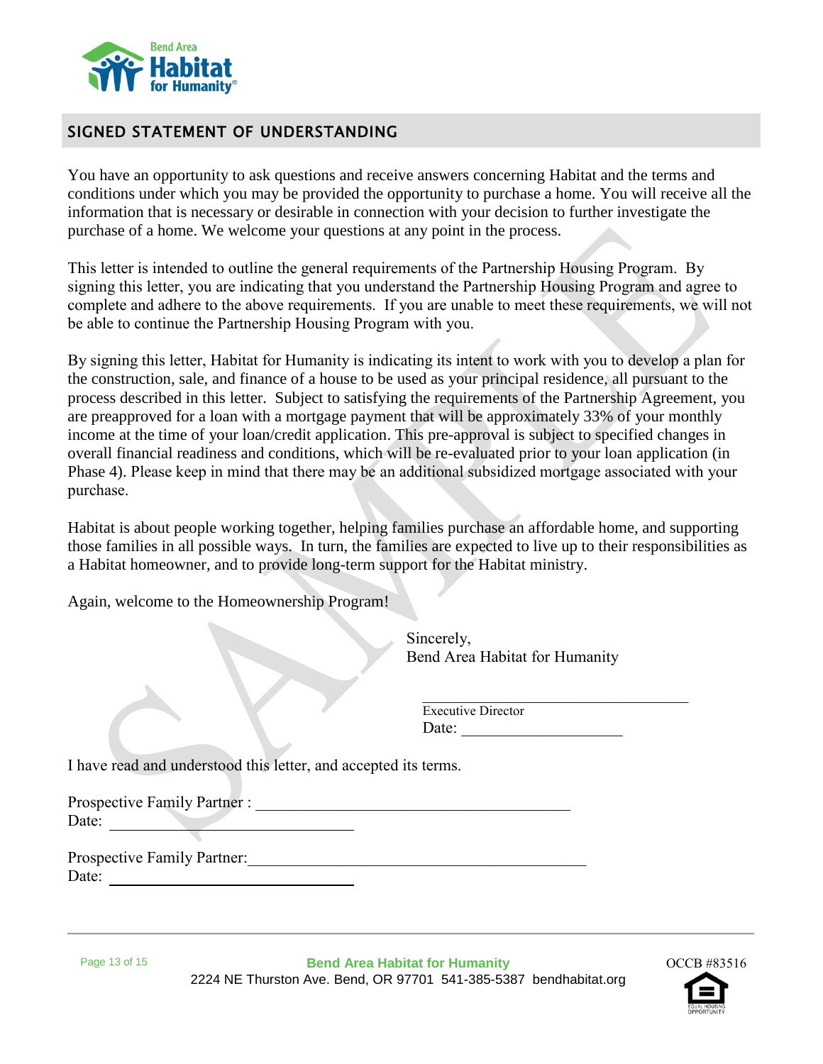## SIGNED STATEMENT OF UNDERSTANDING

You have an opportunity to ask questions and receive answers concerning Habitat and the terms and conditions under which you may be provided the opportunity to purchase a home. You will receive all the information that is necessary or desirable in connection with your decision to further investigate the purchase of a home. We welcome your questions at any point in the process.

This letter is intended to outline the general requirements of the Partnership Housing Program. By signing this letter, you are indicating that you understand the Partnership Housing Program and agree to complete and adhere to the above requirements. If you are unable to meet these requirements, we will not be able to continue the Partnership Housing Program with you.

By signing this letter, Habitat for Humanity is indicating its intent to work with you to develop a plan for the construction, sale, and finance of a house to be used as your principal residence, all pursuant to the process described in this letter. Subject to satisfying the requirements of the Partnership Agreement, you are preapproved for a loan with a mortgage payment that will be approximately 33% of your monthly income at the time of your loan/credit application. This pre-approval is subject to specified changes in overall financial readiness and conditions, which will be re-evaluated prior to your loan application (in Phase 4). Please keep in mind that there may be an additional subsidized mortgage associated with your purchase.

Habitat is about people working together, helping families purchase an affordable home, and supporting those families in all possible ways. In turn, the families are expected to live up to their responsibilities as a Habitat homeowner, and to provide long-term support for the Habitat ministry.

Again, welcome to the Homeownership Program!

Sincerely,
Bend Area Habitat for Humanity

\_\_\_\_\_\_\_\_\_\_\_\_\_\_\_\_\_\_\_\_\_\_\_\_\_\_\_\_\_\_\_\_\_\_\_
Executive Director
Date: \_\_\_\_\_\_\_\_\_\_\_\_\_\_\_\_\_\_\_\_

I have read and understood this letter, and accepted its terms.

Prospective Family Partner : \_\_\_\_\_\_\_\_\_\_\_\_\_\_\_\_\_\_\_\_\_\_\_\_\_\_\_\_\_\_\_\_\_\_\_\_\_\_\_\_
Date: \_\_\_\_\_\_\_\_\_\_\_\_\_\_\_\_\_\_\_\_\_\_\_\_\_\_\_\_\_\_\_

Prospective Family Partner: \_\_\_\_\_\_\_\_\_\_\_\_\_\_\_\_\_\_\_\_\_\_\_\_\_\_\_\_\_\_\_\_\_\_\_\_\_\_\_\_\_\_
Date: \_\_\_\_\_\_\_\_\_\_\_\_\_\_\_\_\_\_\_\_\_\_\_\_\_\_\_\_\_\_\_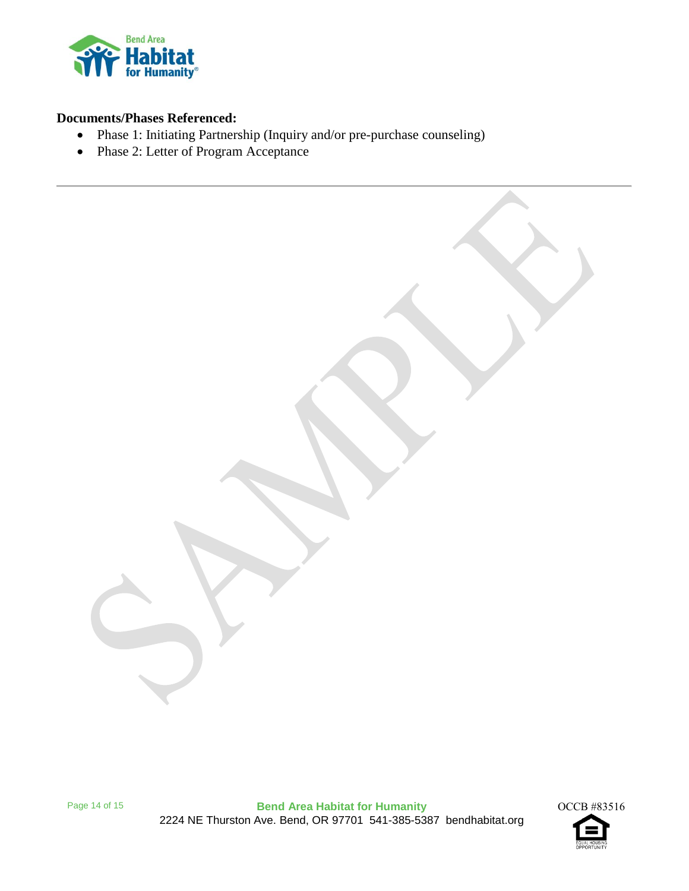**Documents/Phases Referenced:**

- Phase 1: Initiating Partnership (Inquiry and/or pre-purchase counseling)
- Phase 2: Letter of Program Acceptance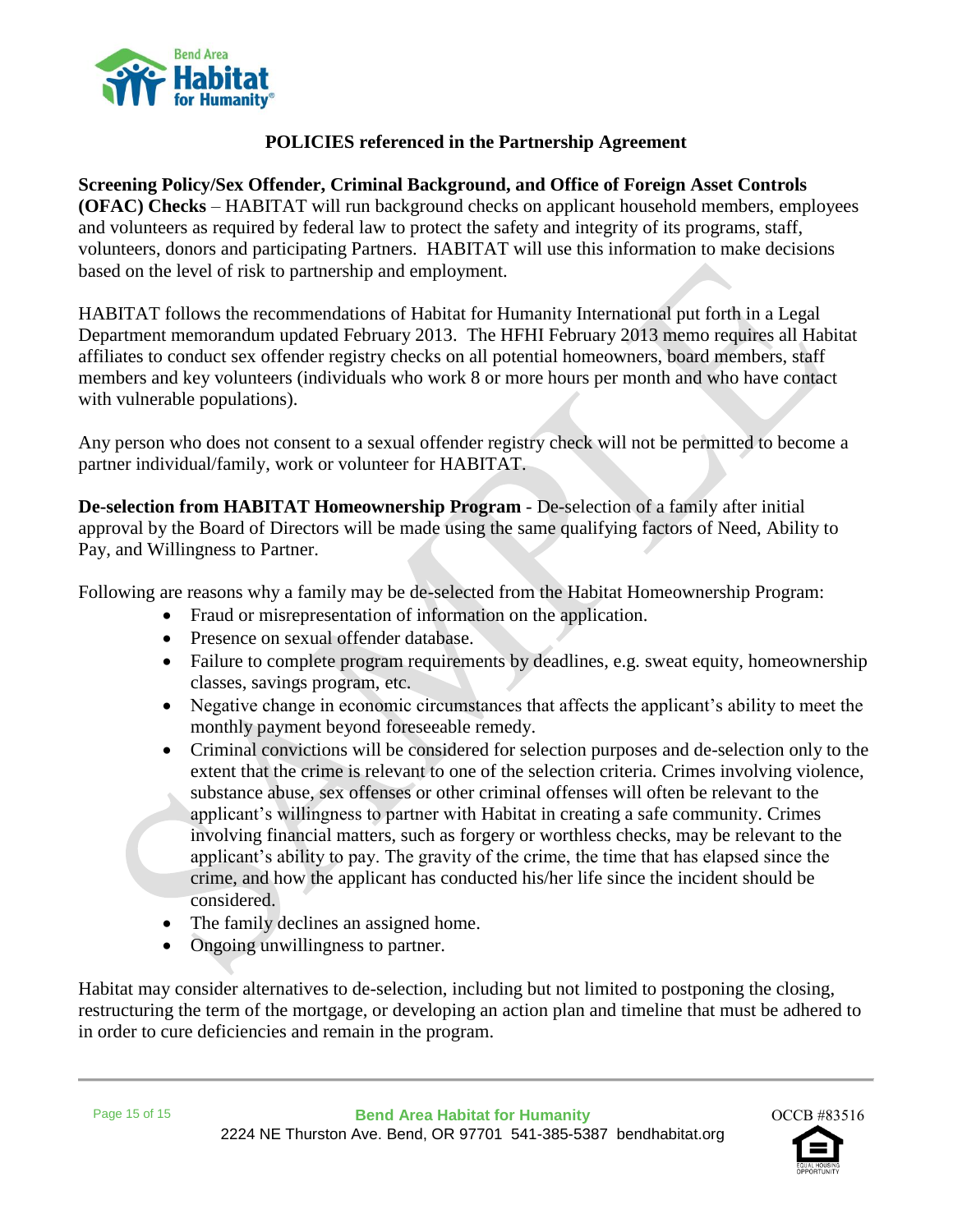## POLICIES referenced in the Partnership Agreement

**Screening Policy/Sex Offender, Criminal Background, and Office of Foreign Asset Controls (OFAC) Checks** – HABITAT will run background checks on applicant household members, employees and volunteers as required by federal law to protect the safety and integrity of its programs, staff, volunteers, donors and participating Partners. HABITAT will use this information to make decisions based on the level of risk to partnership and employment.

HABITAT follows the recommendations of Habitat for Humanity International put forth in a Legal Department memorandum updated February 2013. The HFHI February 2013 memo requires all Habitat affiliates to conduct sex offender registry checks on all potential homeowners, board members, staff members and key volunteers (individuals who work 8 or more hours per month and who have contact with vulnerable populations).

Any person who does not consent to a sexual offender registry check will not be permitted to become a partner individual/family, work or volunteer for HABITAT.

**De-selection from HABITAT Homeownership Program** - De-selection of a family after initial approval by the Board of Directors will be made using the same qualifying factors of Need, Ability to Pay, and Willingness to Partner.

Following are reasons why a family may be de-selected from the Habitat Homeownership Program:

- Fraud or misrepresentation of information on the application.
- Presence on sexual offender database.
- Failure to complete program requirements by deadlines, e.g. sweat equity, homeownership classes, savings program, etc.
- Negative change in economic circumstances that affects the applicant's ability to meet the monthly payment beyond foreseeable remedy.
- Criminal convictions will be considered for selection purposes and de-selection only to the extent that the crime is relevant to one of the selection criteria. Crimes involving violence, substance abuse, sex offenses or other criminal offenses will often be relevant to the applicant's willingness to partner with Habitat in creating a safe community. Crimes involving financial matters, such as forgery or worthless checks, may be relevant to the applicant's ability to pay. The gravity of the crime, the time that has elapsed since the crime, and how the applicant has conducted his/her life since the incident should be considered.
- The family declines an assigned home.
- Ongoing unwillingness to partner.

Habitat may consider alternatives to de-selection, including but not limited to postponing the closing, restructuring the term of the mortgage, or developing an action plan and timeline that must be adhered to in order to cure deficiencies and remain in the program.